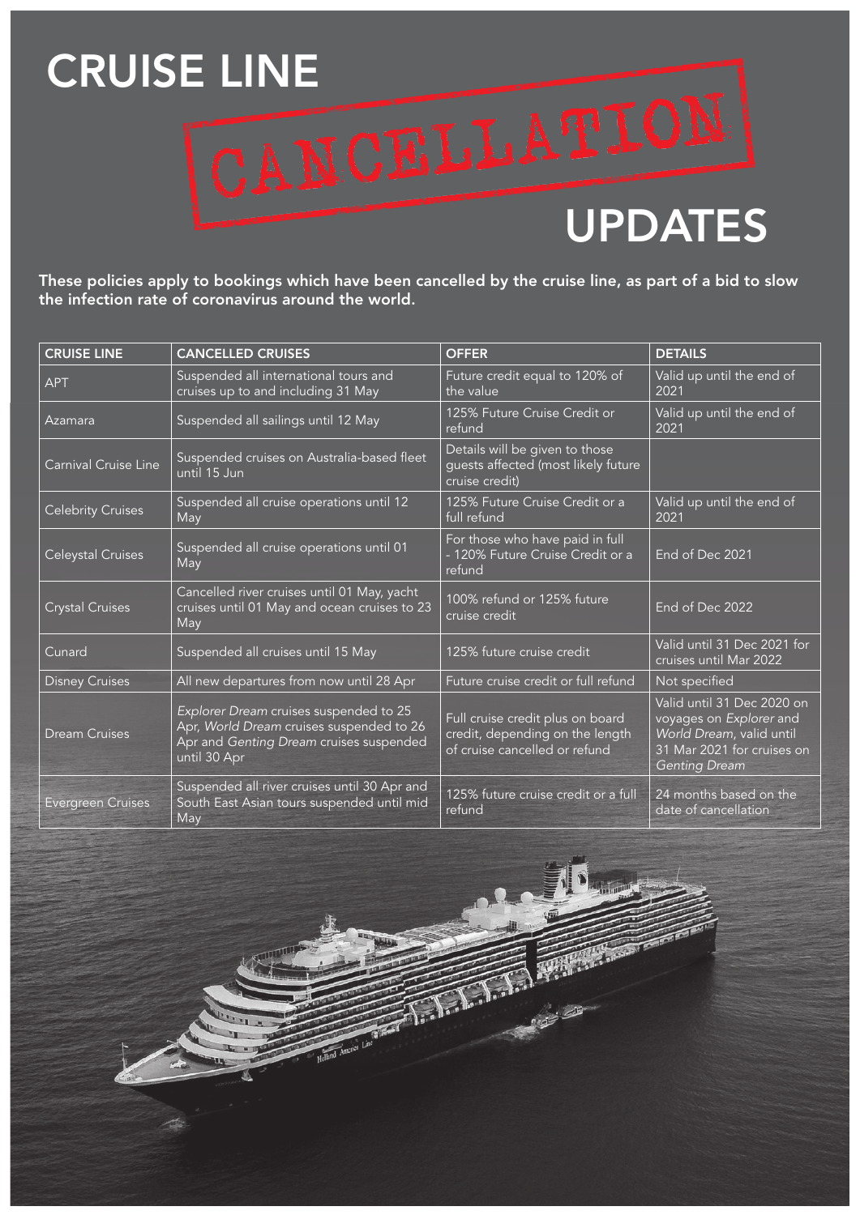# CRUISE LINE CANCELLATION UPDATES

**These policies apply to bookings which have been cancelled by the cruise line, as part of a bid to slow the infection rate of coronavirus around the world.**

| CRUISE LINE | CANCELLED CRUISES | OFFER | DETAILS |
|---|---|---|---|
| APT | Suspended all international tours and cruises up to and including 31 May | Future credit equal to 120% of the value | Valid up until the end of 2021 |
| Azamara | Suspended all sailings until 12 May | 125% Future Cruise Credit or refund | Valid up until the end of 2021 |
| Carnival Cruise Line | Suspended cruises on Australia-based fleet until 15 Jun | Details will be given to those guests affected (most likely future cruise credit) | |
| Celebrity Cruises | Suspended all cruise operations until 12 May | 125% Future Cruise Credit or a full refund | Valid up until the end of 2021 |
| Celeystal Cruises | Suspended all cruise operations until 01 May | For those who have paid in full - 120% Future Cruise Credit or a refund | End of Dec 2021 |
| Crystal Cruises | Cancelled river cruises until 01 May, yacht cruises until 01 May and ocean cruises to 23 May | 100% refund or 125% future cruise credit | End of Dec 2022 |
| Cunard | Suspended all cruises until 15 May | 125% future cruise credit | Valid until 31 Dec 2021 for cruises until Mar 2022 |
| Disney Cruises | All new departures from now until 28 Apr | Future cruise credit or full refund | Not specified |
| Dream Cruises | *Explorer Dream* cruises suspended to 25 Apr, *World Dream* cruises suspended to 26 Apr and *Genting Dream* cruises suspended until 30 Apr | Full cruise credit plus on board credit, depending on the length of cruise cancelled or refund | Valid until 31 Dec 2020 on voyages on *Explorer* and *World Dream*, valid until 31 Mar 2021 for cruises on *Genting Dream* |
| Evergreen Cruises | Suspended all river cruises until 30 Apr and South East Asian tours suspended until mid May | 125% future cruise credit or a full refund | 24 months based on the date of cancellation |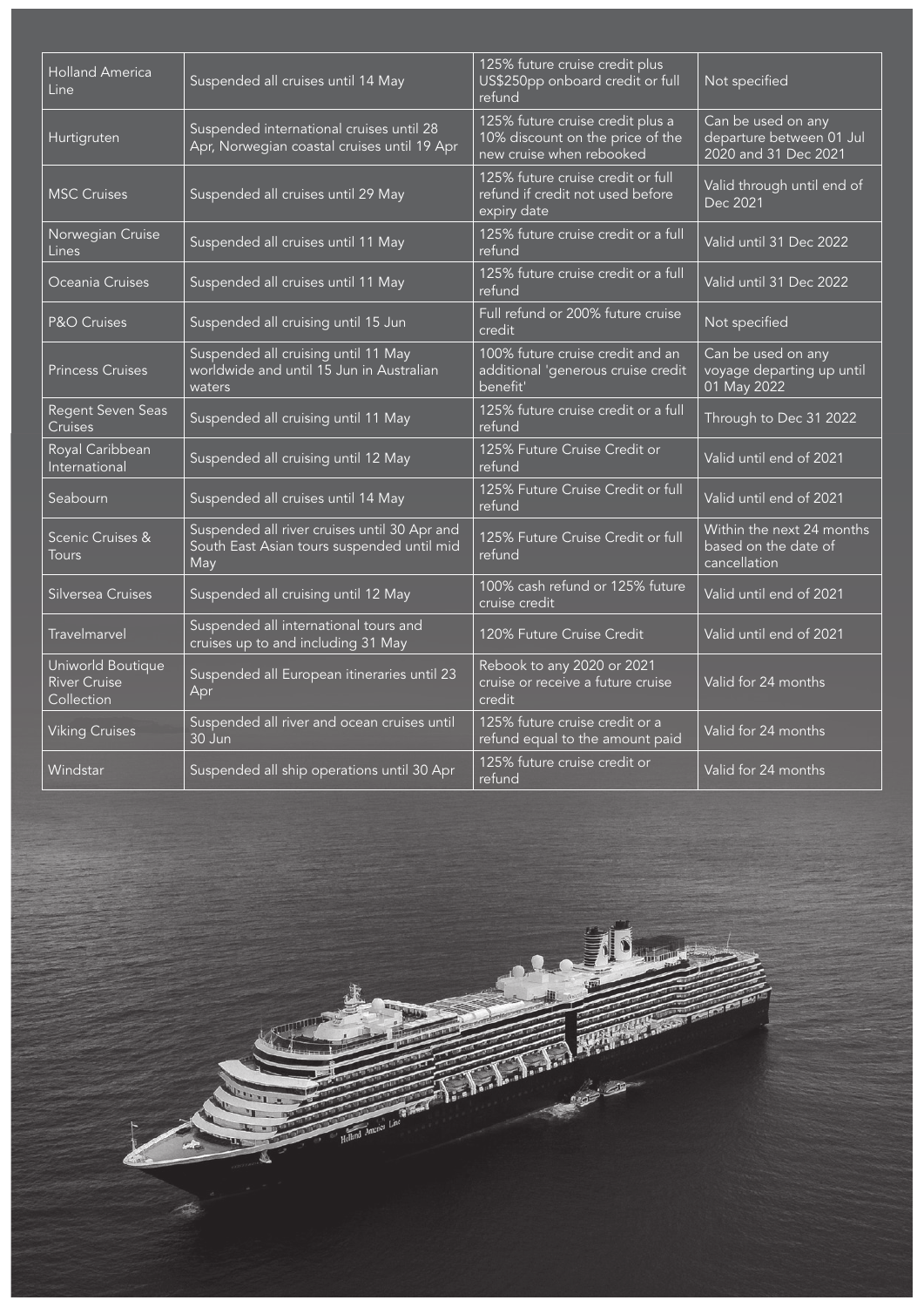| | | | |
|---|---|---|---|
| Holland America Line | Suspended all cruises until 14 May | 125% future cruise credit plus US$250pp onboard credit or full refund | Not specified |
| Hurtigruten | Suspended international cruises until 28 Apr, Norwegian coastal cruises until 19 Apr | 125% future cruise credit plus a 10% discount on the price of the new cruise when rebooked | Can be used on any departure between 01 Jul 2020 and 31 Dec 2021 |
| MSC Cruises | Suspended all cruises until 29 May | 125% future cruise credit or full refund if credit not used before expiry date | Valid through until end of Dec 2021 |
| Norwegian Cruise Lines | Suspended all cruises until 11 May | 125% future cruise credit or a full refund | Valid until 31 Dec 2022 |
| Oceania Cruises | Suspended all cruises until 11 May | 125% future cruise credit or a full refund | Valid until 31 Dec 2022 |
| P&O Cruises | Suspended all cruising until 15 Jun | Full refund or 200% future cruise credit | Not specified |
| Princess Cruises | Suspended all cruising until 11 May worldwide and until 15 Jun in Australian waters | 100% future cruise credit and an additional 'generous cruise credit benefit' | Can be used on any voyage departing up until 01 May 2022 |
| Regent Seven Seas Cruises | Suspended all cruising until 11 May | 125% future cruise credit or a full refund | Through to Dec 31 2022 |
| Royal Caribbean International | Suspended all cruising until 12 May | 125% Future Cruise Credit or refund | Valid until end of 2021 |
| Seabourn | Suspended all cruises until 14 May | 125% Future Cruise Credit or full refund | Valid until end of 2021 |
| Scenic Cruises & Tours | Suspended all river cruises until 30 Apr and South East Asian tours suspended until mid May | 125% Future Cruise Credit or full refund | Within the next 24 months based on the date of cancellation |
| Silversea Cruises | Suspended all cruising until 12 May | 100% cash refund or 125% future cruise credit | Valid until end of 2021 |
| Travelmarvel | Suspended all international tours and cruises up to and including 31 May | 120% Future Cruise Credit | Valid until end of 2021 |
| Uniworld Boutique River Cruise Collection | Suspended all European itineraries until 23 Apr | Rebook to any 2020 or 2021 cruise or receive a future cruise credit | Valid for 24 months |
| Viking Cruises | Suspended all river and ocean cruises until 30 Jun | 125% future cruise credit or a refund equal to the amount paid | Valid for 24 months |
| Windstar | Suspended all ship operations until 30 Apr | 125% future cruise credit or refund | Valid for 24 months |